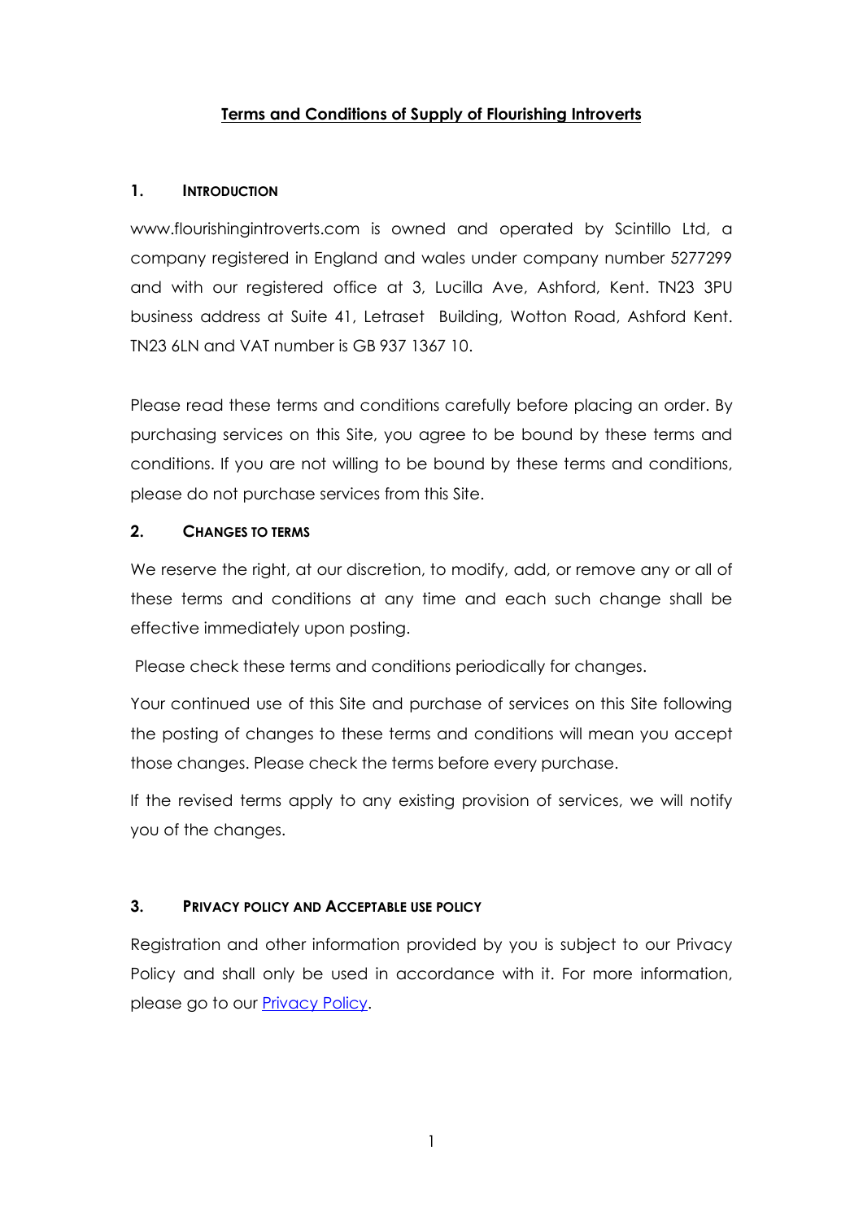# Terms and Conditions of Supply of Flourishing Introverts

## 1. INTRODUCTION

www.flourishingintroverts.com is owned and operated by Scintillo Ltd, a company registered in England and wales under company number 5277299 and with our registered office at 3, Lucilla Ave, Ashford, Kent. TN23 3PU business address at Suite 41, Letraset Building, Wotton Road, Ashford Kent. TN23 6LN and VAT number is GB 937 1367 10.

Please read these terms and conditions carefully before placing an order. By purchasing services on this Site, you agree to be bound by these terms and conditions. If you are not willing to be bound by these terms and conditions, please do not purchase services from this Site.

## 2. CHANGES TO TERMS

We reserve the right, at our discretion, to modify, add, or remove any or all of these terms and conditions at any time and each such change shall be effective immediately upon posting.

Please check these terms and conditions periodically for changes.

Your continued use of this Site and purchase of services on this Site following the posting of changes to these terms and conditions will mean you accept those changes. Please check the terms before every purchase.

If the revised terms apply to any existing provision of services, we will notify you of the changes.

## 3. PRIVACY POLICY AND ACCEPTABLE USE POLICY

Registration and other information provided by you is subject to our Privacy Policy and shall only be used in accordance with it. For more information, please go to our Privacy Policy.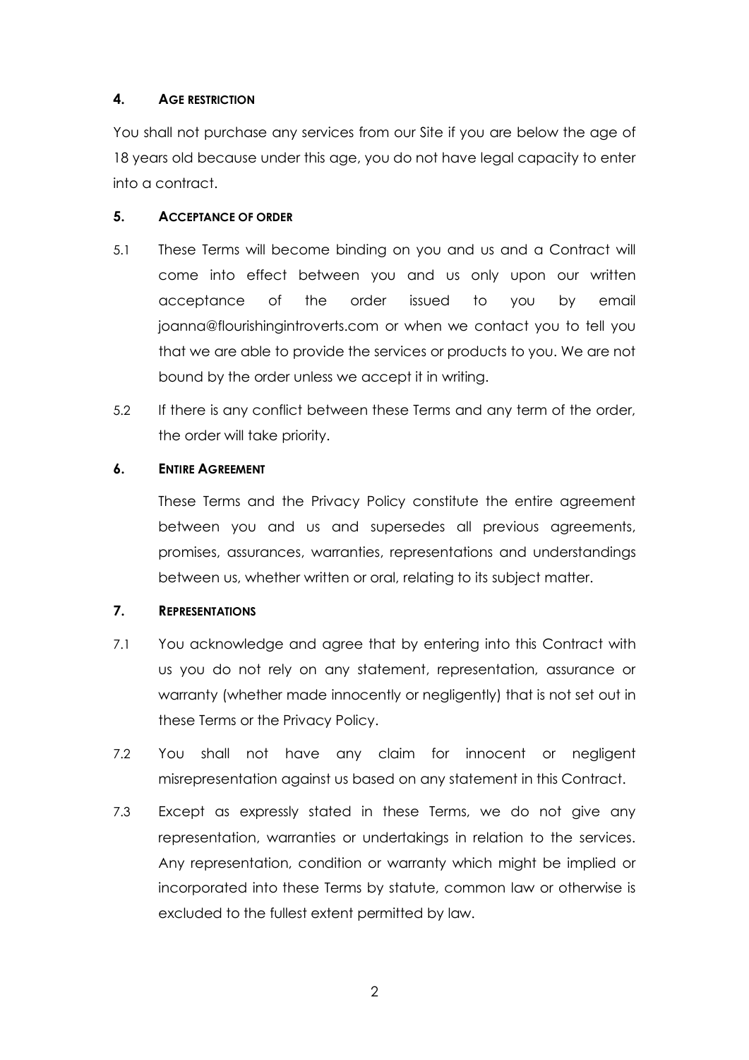## 4. AGE RESTRICTION

You shall not purchase any services from our Site if you are below the age of 18 years old because under this age, you do not have legal capacity to enter into a contract.

## 5. ACCEPTANCE OF ORDER

5.1 These Terms will become binding on you and us and a Contract will come into effect between you and us only upon our written acceptance of the order issued to you by email joanna@flourishingintroverts.com or when we contact you to tell you that we are able to provide the services or products to you. We are not bound by the order unless we accept it in writing.

5.2 If there is any conflict between these Terms and any term of the order, the order will take priority.

## 6. ENTIRE AGREEMENT

These Terms and the Privacy Policy constitute the entire agreement between you and us and supersedes all previous agreements, promises, assurances, warranties, representations and understandings between us, whether written or oral, relating to its subject matter.

## 7. REPRESENTATIONS

7.1 You acknowledge and agree that by entering into this Contract with us you do not rely on any statement, representation, assurance or warranty (whether made innocently or negligently) that is not set out in these Terms or the Privacy Policy.

7.2 You shall not have any claim for innocent or negligent misrepresentation against us based on any statement in this Contract.

7.3 Except as expressly stated in these Terms, we do not give any representation, warranties or undertakings in relation to the services. Any representation, condition or warranty which might be implied or incorporated into these Terms by statute, common law or otherwise is excluded to the fullest extent permitted by law.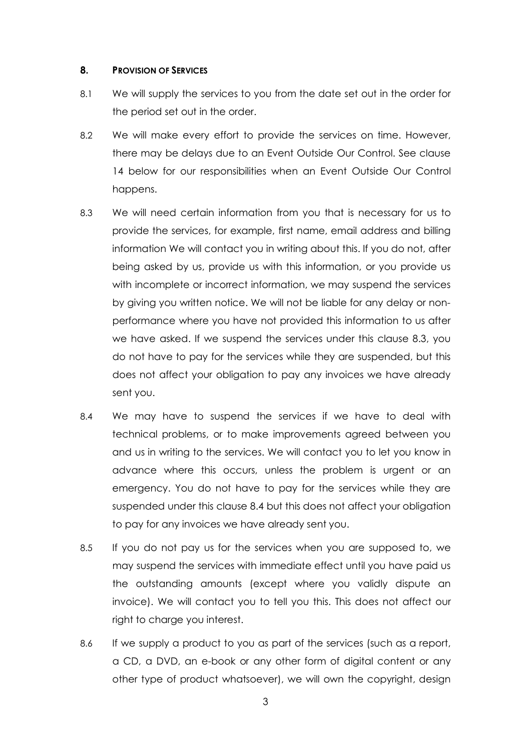## 8. PROVISION OF SERVICES

8.1 We will supply the services to you from the date set out in the order for the period set out in the order.

8.2 We will make every effort to provide the services on time. However, there may be delays due to an Event Outside Our Control. See clause 14 below for our responsibilities when an Event Outside Our Control happens.

8.3 We will need certain information from you that is necessary for us to provide the services, for example, first name, email address and billing information We will contact you in writing about this. If you do not, after being asked by us, provide us with this information, or you provide us with incomplete or incorrect information, we may suspend the services by giving you written notice. We will not be liable for any delay or non-performance where you have not provided this information to us after we have asked. If we suspend the services under this clause 8.3, you do not have to pay for the services while they are suspended, but this does not affect your obligation to pay any invoices we have already sent you.

8.4 We may have to suspend the services if we have to deal with technical problems, or to make improvements agreed between you and us in writing to the services. We will contact you to let you know in advance where this occurs, unless the problem is urgent or an emergency. You do not have to pay for the services while they are suspended under this clause 8.4 but this does not affect your obligation to pay for any invoices we have already sent you.

8.5 If you do not pay us for the services when you are supposed to, we may suspend the services with immediate effect until you have paid us the outstanding amounts (except where you validly dispute an invoice). We will contact you to tell you this. This does not affect our right to charge you interest.

8.6 If we supply a product to you as part of the services (such as a report, a CD, a DVD, an e-book or any other form of digital content or any other type of product whatsoever), we will own the copyright, design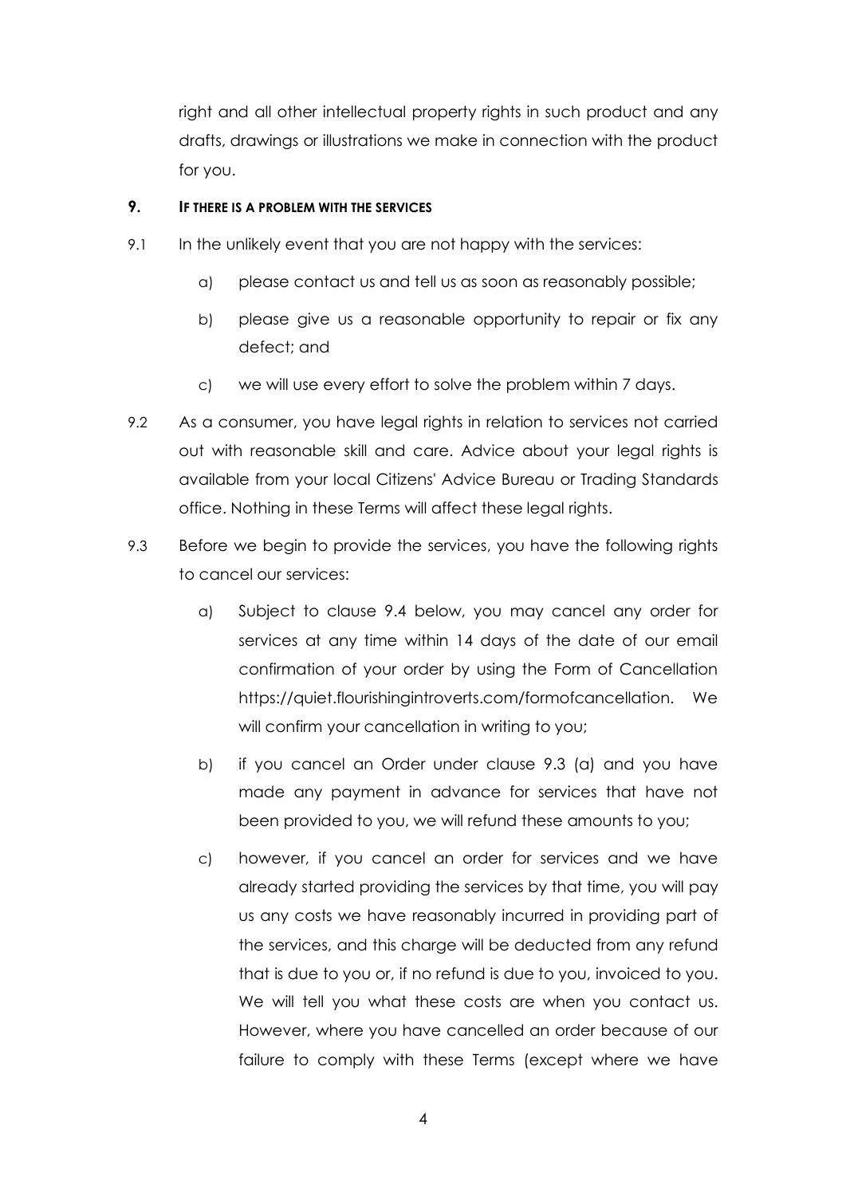right and all other intellectual property rights in such product and any drafts, drawings or illustrations we make in connection with the product for you.

## 9. IF THERE IS A PROBLEM WITH THE SERVICES

9.1 In the unlikely event that you are not happy with the services:

a) please contact us and tell us as soon as reasonably possible;

b) please give us a reasonable opportunity to repair or fix any defect; and

c) we will use every effort to solve the problem within 7 days.

9.2 As a consumer, you have legal rights in relation to services not carried out with reasonable skill and care. Advice about your legal rights is available from your local Citizens' Advice Bureau or Trading Standards office. Nothing in these Terms will affect these legal rights.

9.3 Before we begin to provide the services, you have the following rights to cancel our services:

a) Subject to clause 9.4 below, you may cancel any order for services at any time within 14 days of the date of our email confirmation of your order by using the Form of Cancellation https://quiet.flourishingintroverts.com/formofcancellation. We will confirm your cancellation in writing to you;

b) if you cancel an Order under clause 9.3 (a) and you have made any payment in advance for services that have not been provided to you, we will refund these amounts to you;

c) however, if you cancel an order for services and we have already started providing the services by that time, you will pay us any costs we have reasonably incurred in providing part of the services, and this charge will be deducted from any refund that is due to you or, if no refund is due to you, invoiced to you. We will tell you what these costs are when you contact us. However, where you have cancelled an order because of our failure to comply with these Terms (except where we have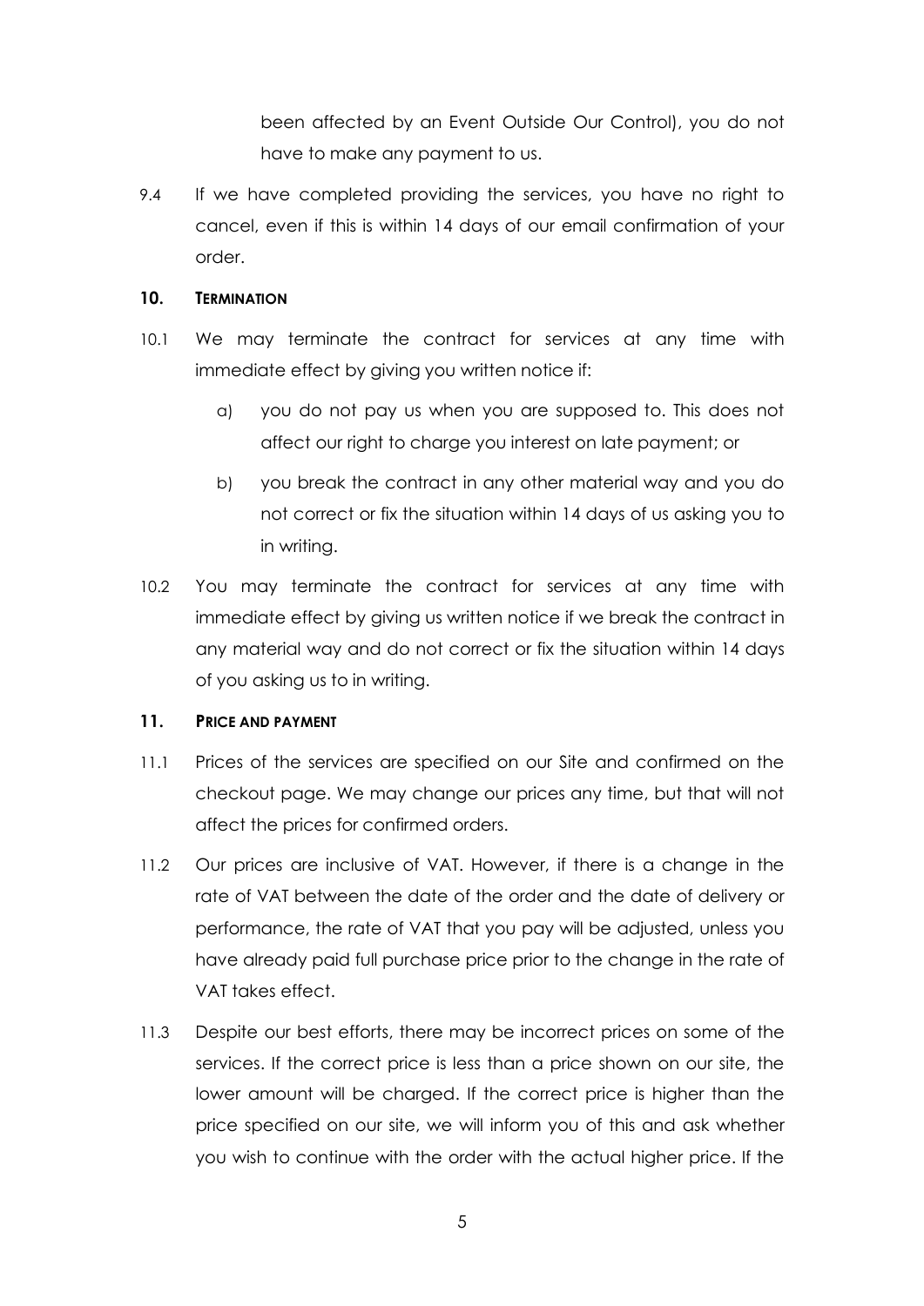been affected by an Event Outside Our Control), you do not have to make any payment to us.

9.4 If we have completed providing the services, you have no right to cancel, even if this is within 14 days of our email confirmation of your order.

## 10. TERMINATION

10.1 We may terminate the contract for services at any time with immediate effect by giving you written notice if:

a) you do not pay us when you are supposed to. This does not affect our right to charge you interest on late payment; or

b) you break the contract in any other material way and you do not correct or fix the situation within 14 days of us asking you to in writing.

10.2 You may terminate the contract for services at any time with immediate effect by giving us written notice if we break the contract in any material way and do not correct or fix the situation within 14 days of you asking us to in writing.

## 11. PRICE AND PAYMENT

11.1 Prices of the services are specified on our Site and confirmed on the checkout page. We may change our prices any time, but that will not affect the prices for confirmed orders.

11.2 Our prices are inclusive of VAT. However, if there is a change in the rate of VAT between the date of the order and the date of delivery or performance, the rate of VAT that you pay will be adjusted, unless you have already paid full purchase price prior to the change in the rate of VAT takes effect.

11.3 Despite our best efforts, there may be incorrect prices on some of the services. If the correct price is less than a price shown on our site, the lower amount will be charged. If the correct price is higher than the price specified on our site, we will inform you of this and ask whether you wish to continue with the order with the actual higher price. If the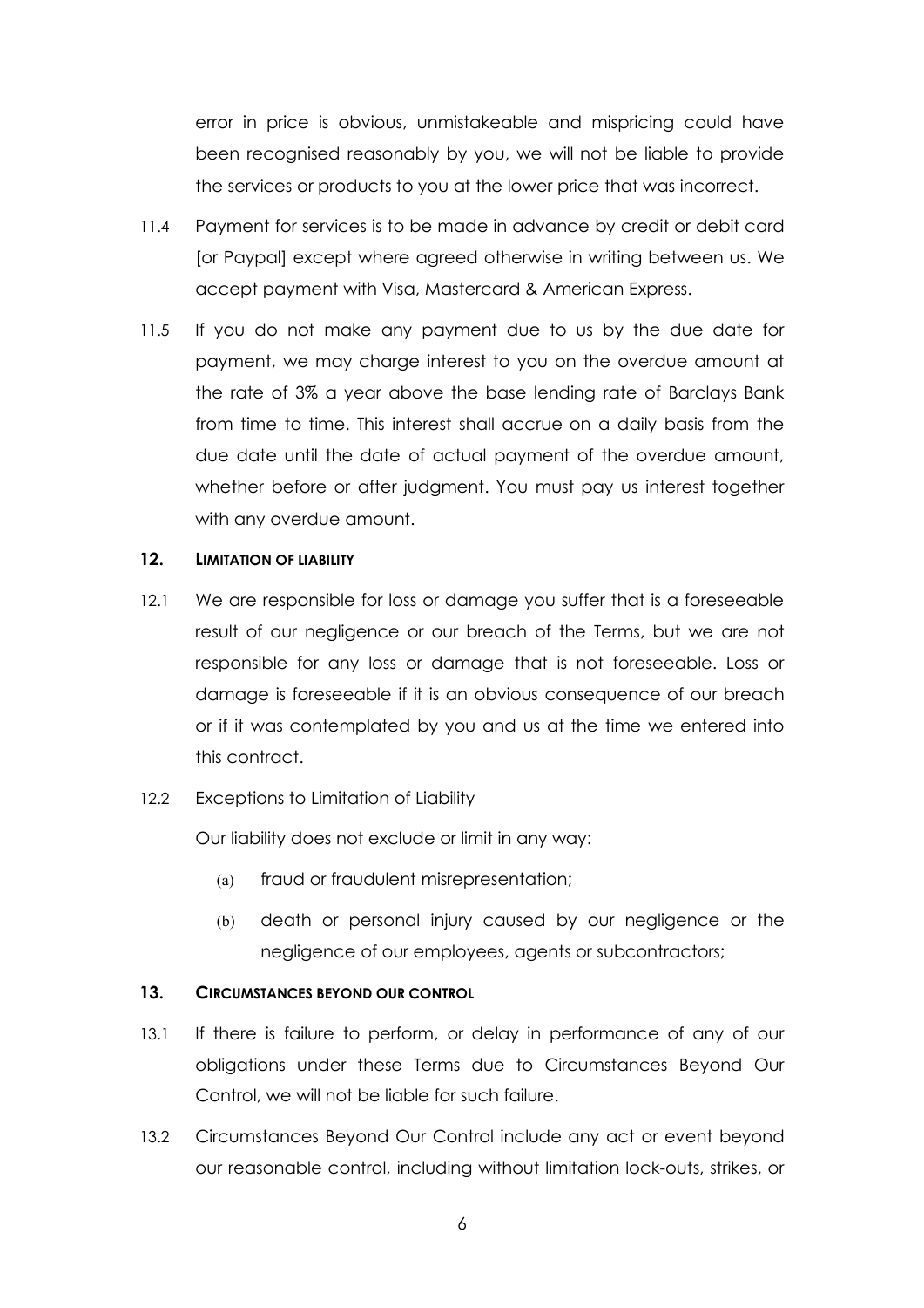error in price is obvious, unmistakeable and mispricing could have been recognised reasonably by you, we will not be liable to provide the services or products to you at the lower price that was incorrect.

11.4 Payment for services is to be made in advance by credit or debit card [or Paypal] except where agreed otherwise in writing between us. We accept payment with Visa, Mastercard & American Express.

11.5 If you do not make any payment due to us by the due date for payment, we may charge interest to you on the overdue amount at the rate of 3% a year above the base lending rate of Barclays Bank from time to time. This interest shall accrue on a daily basis from the due date until the date of actual payment of the overdue amount, whether before or after judgment. You must pay us interest together with any overdue amount.

## 12. LIMITATION OF LIABILITY

12.1 We are responsible for loss or damage you suffer that is a foreseeable result of our negligence or our breach of the Terms, but we are not responsible for any loss or damage that is not foreseeable. Loss or damage is foreseeable if it is an obvious consequence of our breach or if it was contemplated by you and us at the time we entered into this contract.

12.2 Exceptions to Limitation of Liability

Our liability does not exclude or limit in any way:

(a) fraud or fraudulent misrepresentation;

(b) death or personal injury caused by our negligence or the negligence of our employees, agents or subcontractors;

## 13. CIRCUMSTANCES BEYOND OUR CONTROL

13.1 If there is failure to perform, or delay in performance of any of our obligations under these Terms due to Circumstances Beyond Our Control, we will not be liable for such failure.

13.2 Circumstances Beyond Our Control include any act or event beyond our reasonable control, including without limitation lock-outs, strikes, or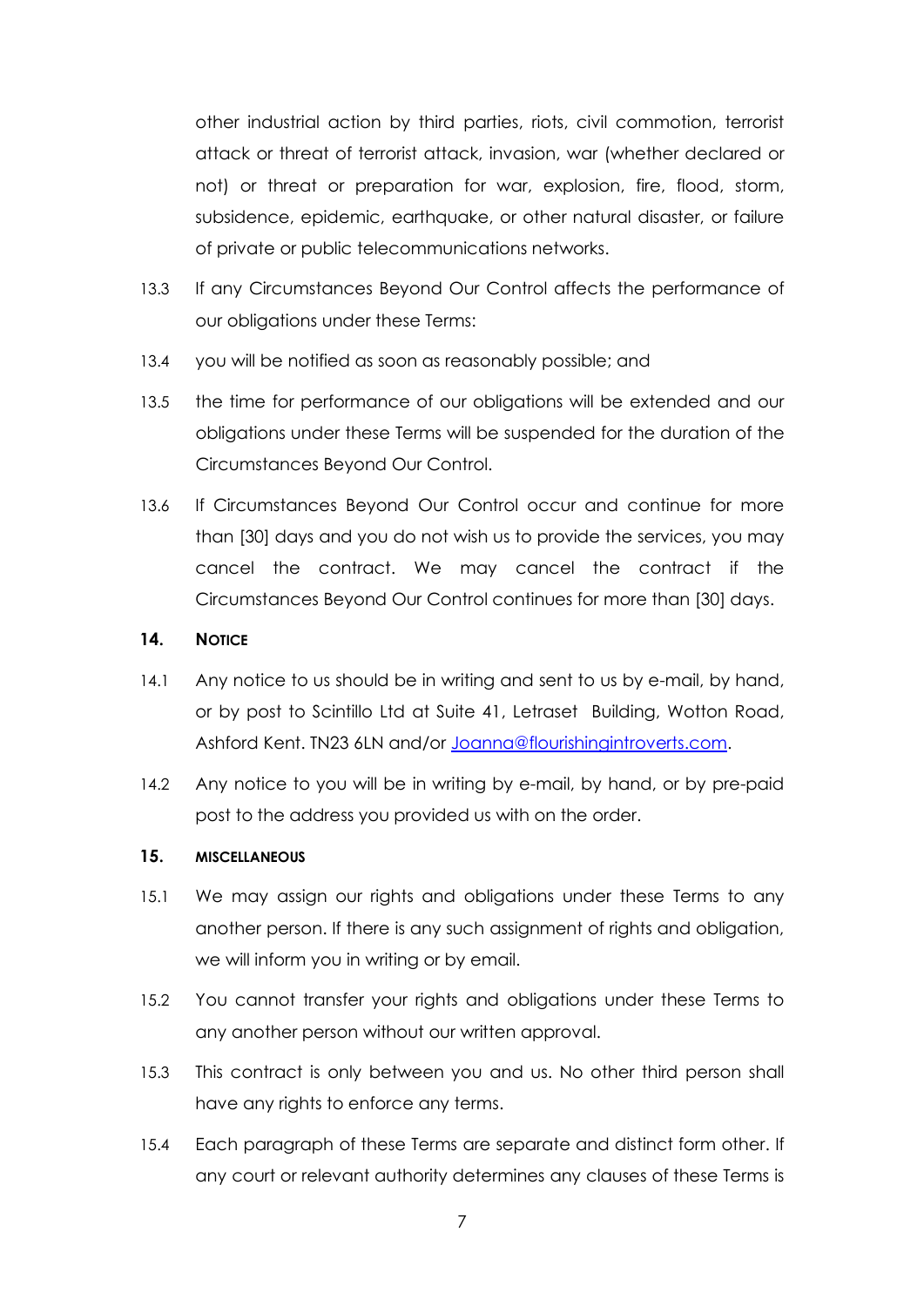other industrial action by third parties, riots, civil commotion, terrorist attack or threat of terrorist attack, invasion, war (whether declared or not) or threat or preparation for war, explosion, fire, flood, storm, subsidence, epidemic, earthquake, or other natural disaster, or failure of private or public telecommunications networks.

13.3 If any Circumstances Beyond Our Control affects the performance of our obligations under these Terms:

13.4 you will be notified as soon as reasonably possible; and

13.5 the time for performance of our obligations will be extended and our obligations under these Terms will be suspended for the duration of the Circumstances Beyond Our Control.

13.6 If Circumstances Beyond Our Control occur and continue for more than [30] days and you do not wish us to provide the services, you may cancel the contract. We may cancel the contract if the Circumstances Beyond Our Control continues for more than [30] days.

## 14. NOTICE

14.1 Any notice to us should be in writing and sent to us by e-mail, by hand, or by post to Scintillo Ltd at Suite 41, Letraset Building, Wotton Road, Ashford Kent. TN23 6LN and/or Joanna@flourishingintroverts.com.

14.2 Any notice to you will be in writing by e-mail, by hand, or by pre-paid post to the address you provided us with on the order.

## 15. MISCELLANEOUS

15.1 We may assign our rights and obligations under these Terms to any another person. If there is any such assignment of rights and obligation, we will inform you in writing or by email.

15.2 You cannot transfer your rights and obligations under these Terms to any another person without our written approval.

15.3 This contract is only between you and us. No other third person shall have any rights to enforce any terms.

15.4 Each paragraph of these Terms are separate and distinct form other. If any court or relevant authority determines any clauses of these Terms is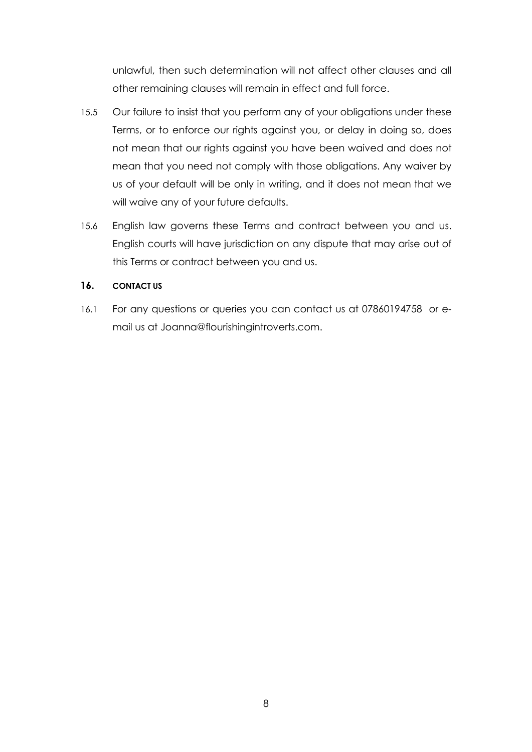unlawful, then such determination will not affect other clauses and all other remaining clauses will remain in effect and full force.

15.5 Our failure to insist that you perform any of your obligations under these Terms, or to enforce our rights against you, or delay in doing so, does not mean that our rights against you have been waived and does not mean that you need not comply with those obligations. Any waiver by us of your default will be only in writing, and it does not mean that we will waive any of your future defaults.

15.6 English law governs these Terms and contract between you and us. English courts will have jurisdiction on any dispute that may arise out of this Terms or contract between you and us.

## 16. CONTACT US

16.1 For any questions or queries you can contact us at 07860194758 or e-mail us at Joanna@flourishingintroverts.com.